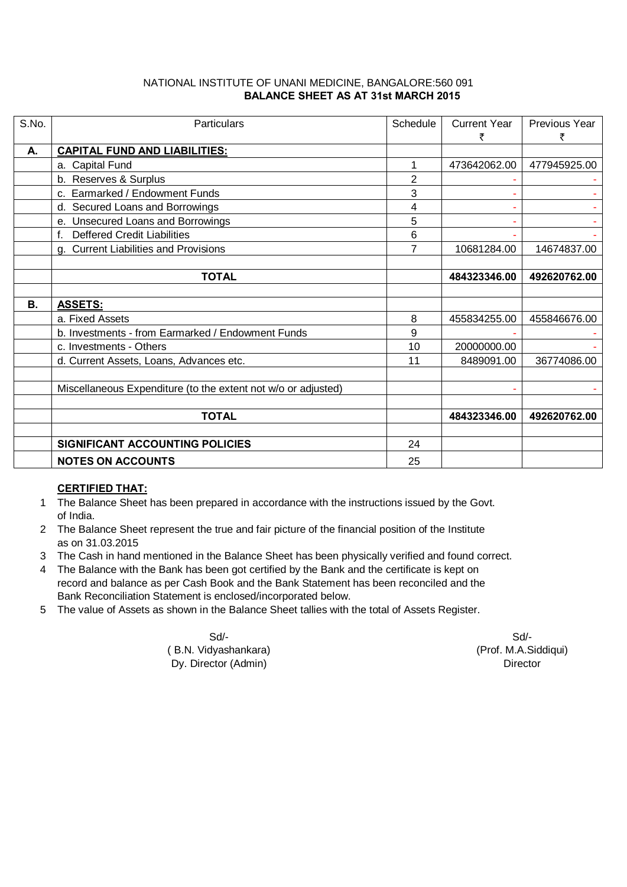NATIONAL INSTITUTE OF UNANI MEDICINE, BANGALORE:560 091

**BALANCE SHEET AS AT 31st MARCH 2015**

| S.No. | Particulars | Schedule | Current Year ₹ | Previous Year ₹ |
|---|---|---|---|---|
| **A.** | **CAPITAL FUND AND LIABILITIES:** | | | |
| | a. Capital Fund | 1 | 473642062.00 | 477945925.00 |
| | b. Reserves & Surplus | 2 | - | - |
| | c. Earmarked / Endowment Funds | 3 | - | - |
| | d. Secured Loans and Borrowings | 4 | - | - |
| | e. Unsecured Loans and Borrowings | 5 | - | - |
| | f. Deffered Credit Liabilities | 6 | - | - |
| | g. Current Liabilities and Provisions | 7 | 10681284.00 | 14674837.00 |
| | | | | |
| | **TOTAL** | | **484323346.00** | **492620762.00** |
| | | | | |
| **B.** | **ASSETS:** | | | |
| | a. Fixed Assets | 8 | 455834255.00 | 455846676.00 |
| | b. Investments - from Earmarked / Endowment Funds | 9 | - | - |
| | c. Investments - Others | 10 | 20000000.00 | - |
| | d. Current Assets, Loans, Advances etc. | 11 | 8489091.00 | 36774086.00 |
| | | | | |
| | Miscellaneous Expenditure (to the extent not w/o or adjusted) | | - | - |
| | | | | |
| | **TOTAL** | | **484323346.00** | **492620762.00** |
| | | | | |
| | **SIGNIFICANT ACCOUNTING POLICIES** | 24 | | |
| | **NOTES ON ACCOUNTS** | 25 | | |

**CERTIFIED THAT:**

1. The Balance Sheet has been prepared in accordance with the instructions issued by the Govt. of India.
2. The Balance Sheet represent the true and fair picture of the financial position of the Institute as on 31.03.2015
3. The Cash in hand mentioned in the Balance Sheet has been physically verified and found correct.
4. The Balance with the Bank has been got certified by the Bank and the certificate is kept on record and balance as per Cash Book and the Bank Statement has been reconciled and the Bank Reconciliation Statement is enclosed/incorporated below.
5. The value of Assets as shown in the Balance Sheet tallies with the total of Assets Register.

Sd/-
( B.N. Vidyashankara)
Dy. Director (Admin)

Sd/-
(Prof. M.A.Siddiqui)
Director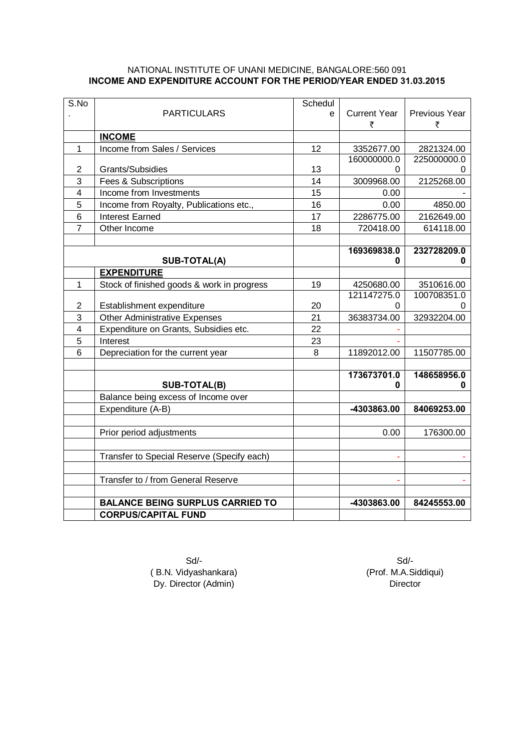NATIONAL INSTITUTE OF UNANI MEDICINE, BANGALORE:560 091

**INCOME AND EXPENDITURE ACCOUNT FOR THE PERIOD/YEAR ENDED 31.03.2015**

| S.No. | PARTICULARS | Schedule | Current Year ₹ | Previous Year ₹ |
|---|---|---|---|---|
| | **INCOME** | | | |
| 1 | Income from Sales / Services | 12 | 3352677.00 | 2821324.00 |
| 2 | Grants/Subsidies | 13 | 160000000.00 | 225000000.00 |
| 3 | Fees & Subscriptions | 14 | 3009968.00 | 2125268.00 |
| 4 | Income from Investments | 15 | 0.00 | - |
| 5 | Income from Royalty, Publications etc., | 16 | 0.00 | 4850.00 |
| 6 | Interest Earned | 17 | 2286775.00 | 2162649.00 |
| 7 | Other Income | 18 | 720418.00 | 614118.00 |
| | | | | |
| | **SUB-TOTAL(A)** | | **169369838.00** | **232728209.00** |
| | **EXPENDITURE** | | | |
| 1 | Stock of finished goods & work in progress | 19 | 4250680.00 | 3510616.00 |
| 2 | Establishment expenditure | 20 | 121147275.00 | 100708351.00 |
| 3 | Other Administrative Expenses | 21 | 36383734.00 | 32932204.00 |
| 4 | Expenditure on Grants, Subsidies etc. | 22 | - | |
| 5 | Interest | 23 | - | |
| 6 | Depreciation for the current year | 8 | 11892012.00 | 11507785.00 |
| | | | | |
| | **SUB-TOTAL(B)** | | **173673701.00** | **148658956.00** |
| | Balance being excess of Income over Expenditure (A-B) | | **-4303863.00** | **84069253.00** |
| | | | | |
| | Prior period adjustments | | 0.00 | 176300.00 |
| | | | | |
| | Transfer to Special Reserve (Specify each) | | - | - |
| | | | | |
| | Transfer to / from General Reserve | | - | - |
| | | | | |
| | **BALANCE BEING SURPLUS CARRIED TO CORPUS/CAPITAL FUND** | | **-4303863.00** | **84245553.00** |

Sd/-
( B.N. Vidyashankara)
Dy. Director (Admin)

Sd/-
(Prof. M.A.Siddiqui)
Director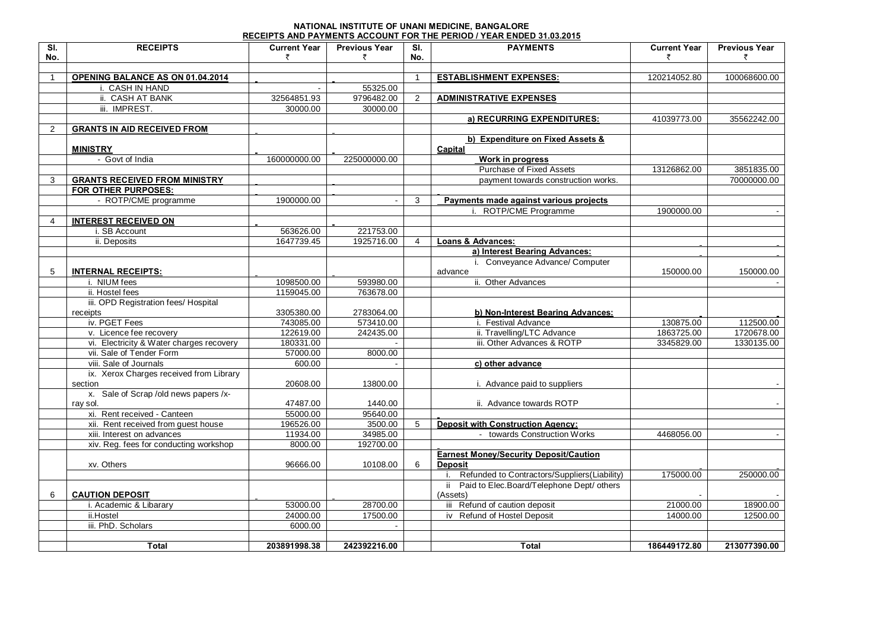**NATIONAL INSTITUTE OF UNANI MEDICINE, BANGALORE**

**RECEIPTS AND PAYMENTS ACCOUNT FOR THE PERIOD / YEAR ENDED 31.03.2015**

| Sl. No. | RECEIPTS | Current Year ₹ | Previous Year ₹ | Sl. No. | PAYMENTS | Current Year ₹ | Previous Year ₹ |
|---|---|---|---|---|---|---|---|
| 1 | **OPENING BALANCE AS ON 01.04.2014** | - | - | 1 | **ESTABLISHMENT EXPENSES:** | 120214052.80 | 100068600.00 |
| | i. CASH IN HAND | - | 55325.00 | | | | |
| | ii. CASH AT BANK | 32564851.93 | 9796482.00 | 2 | **ADMINISTRATIVE EXPENSES** | | |
| | iii. IMPREST. | 30000.00 | 30000.00 | | | | |
| | | | | | **a) RECURRING EXPENDITURES:** | 41039773.00 | 35562242.00 |
| 2 | **GRANTS IN AID RECEIVED FROM** | - | - | | | | |
| | **MINISTRY** | - | - | | **b) Expenditure on Fixed Assets & Capital** | | |
| | - Govt of India | 160000000.00 | 225000000.00 | | **Work in progress** | | |
| | | | | | Purchase of Fixed Assets | 13126862.00 | 3851835.00 |
| 3 | **GRANTS RECEIVED FROM MINISTRY** | - | - | | payment towards construction works. | | 70000000.00 |
| | **FOR OTHER PURPOSES:** | - | - | | - | | |
| | - ROTP/CME programme | 1900000.00 | - | 3 | **Payments made against various projects** | | |
| | | | | | i. ROTP/CME Programme | 1900000.00 | - |
| 4 | **INTEREST RECEIVED ON** | - | - | | | | |
| | i. SB Account | 563626.00 | 221753.00 | | | | |
| | ii. Deposits | 1647739.45 | 1925716.00 | 4 | **Loans & Advances:** | - | - |
| | | | | | **a) Interest Bearing Advances:** | - | - |
| 5 | **INTERNAL RECEIPTS:** | - | - | | i. Conveyance Advance/ Computer advance | 150000.00 | 150000.00 |
| | i. NIUM fees | 1098500.00 | 593980.00 | | ii. Other Advances | | - |
| | ii. Hostel fees | 1159045.00 | 763678.00 | | | | |
| | iii. OPD Registration fees/ Hospital receipts | 3305380.00 | 2783064.00 | | **b) Non-Interest Bearing Advances:** | - | - |
| | iv. PGET Fees | 743085.00 | 573410.00 | | i. Festival Advance | 130875.00 | 112500.00 |
| | v. Licence fee recovery | 122619.00 | 242435.00 | | ii. Travelling/LTC Advance | 1863725.00 | 1720678.00 |
| | vi. Electricity & Water charges recovery | 180331.00 | - | | iii. Other Advances & ROTP | 3345829.00 | 1330135.00 |
| | vii. Sale of Tender Form | 57000.00 | 8000.00 | | | | |
| | viii. Sale of Journals | 600.00 | - | | **c) other advance** | | |
| | ix. Xerox Charges received from Library section | 20608.00 | 13800.00 | | i. Advance paid to suppliers | | - |
| | x. Sale of Scrap /old news papers /x-ray sol. | 47487.00 | 1440.00 | | ii. Advance towards ROTP | | - |
| | xi. Rent received - Canteen | 55000.00 | 95640.00 | | - | | |
| | xii. Rent received from guest house | 196526.00 | 3500.00 | 5 | **Deposit with Construction Agency:** | | |
| | xiii. Interest on advances | 11934.00 | 34985.00 | | - towards Construction Works | 4468056.00 | - |
| | xiv. Reg. fees for conducting workshop | 8000.00 | 192700.00 | | - | | |
| | xv. Others | 96666.00 | 10108.00 | 6 | **Earnest Money/Security Deposit/Caution Deposit** | - | - |
| | | | | | i. Refunded to Contractors/Suppliers(Liability) | 175000.00 | 250000.00 |
| 6 | **CAUTION DEPOSIT** | - | - | | ii Paid to Elec.Board/Telephone Dept/ others (Assets) | - | - |
| | i. Academic & Libarary | 53000.00 | 28700.00 | | iii Refund of caution deposit | 21000.00 | 18900.00 |
| | ii.Hostel | 24000.00 | 17500.00 | | iv Refund of Hostel Deposit | 14000.00 | 12500.00 |
| | iii. PhD. Scholars | 6000.00 | - | | | | |
| | **Total** | **203891998.38** | **242392216.00** | | **Total** | **186449172.80** | **213077390.00** |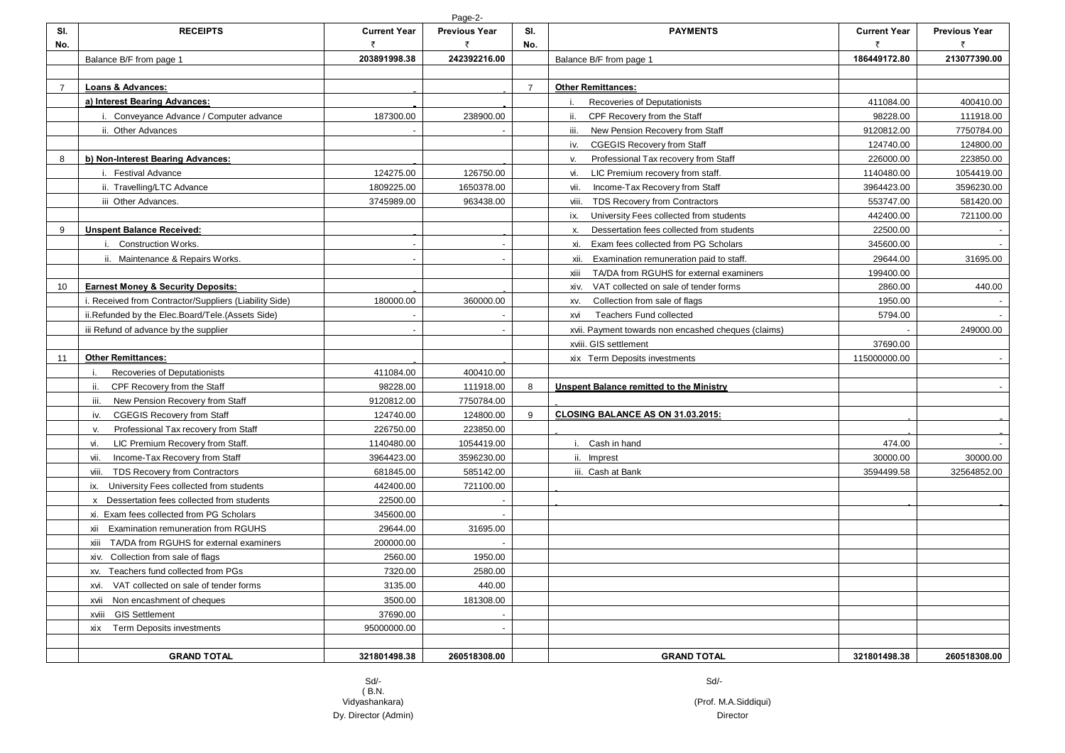| Sl. No. | RECEIPTS | Current Year ₹ | Previous Year ₹ | Sl. No. | PAYMENTS | Current Year ₹ | Previous Year ₹ |
|---|---|---|---|---|---|---|---|
| | Balance B/F from page 1 | 203891998.38 | 242392216.00 | | Balance B/F from page 1 | 186449172.80 | 213077390.00 |
| | | | | | | | |
| 7 | **Loans & Advances:** | - | - | 7 | **Other Remittances:** | | |
| | **a) Interest Bearing Advances:** | - | - | | i. Recoveries of Deputationists | 411084.00 | 400410.00 |
| | i. Conveyance Advance / Computer advance | 187300.00 | 238900.00 | | ii. CPF Recovery from the Staff | 98228.00 | 111918.00 |
| | ii. Other Advances | - | - | | iii. New Pension Recovery from Staff | 9120812.00 | 7750784.00 |
| | | | | | iv. CGEGIS Recovery from Staff | 124740.00 | 124800.00 |
| 8 | **b) Non-Interest Bearing Advances:** | - | - | | v. Professional Tax recovery from Staff | 226000.00 | 223850.00 |
| | i. Festival Advance | 124275.00 | 126750.00 | | vi. LIC Premium recovery from staff. | 1140480.00 | 1054419.00 |
| | ii. Travelling/LTC Advance | 1809225.00 | 1650378.00 | | vii. Income-Tax Recovery from Staff | 3964423.00 | 3596230.00 |
| | iii Other Advances. | 3745989.00 | 963438.00 | | viii. TDS Recovery from Contractors | 553747.00 | 581420.00 |
| | | | | | ix. University Fees collected from students | 442400.00 | 721100.00 |
| 9 | **Unspent Balance Received:** | - | - | | x. Dessertation fees collected from students | 22500.00 | - |
| | i. Construction Works. | - | - | | xi. Exam fees collected from PG Scholars | 345600.00 | - |
| | ii. Maintenance & Repairs Works. | - | - | | xii. Examination remuneration paid to staff. | 29644.00 | 31695.00 |
| | | | | | xiii TA/DA from RGUHS for external examiners | 199400.00 | |
| 10 | **Earnest Money & Security Deposits:** | - | - | | xiv. VAT collected on sale of tender forms | 2860.00 | 440.00 |
| | i. Received from Contractor/Suppliers (Liability Side) | 180000.00 | 360000.00 | | xv. Collection from sale of flags | 1950.00 | - |
| | ii.Refunded by the Elec.Board/Tele.(Assets Side) | - | - | | xvi Teachers Fund collected | 5794.00 | - |
| | iii Refund of advance by the supplier | - | - | | xvii. Payment towards non encashed cheques (claims) | - | 249000.00 |
| | | | | | xviii. GIS settlement | 37690.00 | |
| 11 | **Other Remittances:** | - | - | | xix Term Deposits investments | 115000000.00 | - |
| | i. Recoveries of Deputationists | 411084.00 | 400410.00 | | | | |
| | ii. CPF Recovery from the Staff | 98228.00 | 111918.00 | 8 | **Unspent Balance remitted to the Ministry** | | - |
| | iii. New Pension Recovery from Staff | 9120812.00 | 7750784.00 | | | | |
| | iv. CGEGIS Recovery from Staff | 124740.00 | 124800.00 | 9 | **CLOSING BALANCE AS ON 31.03.2015:** | - | - |
| | v. Professional Tax recovery from Staff | 226750.00 | 223850.00 | | | - | - |
| | vi. LIC Premium Recovery from Staff. | 1140480.00 | 1054419.00 | | i. Cash in hand | 474.00 | - |
| | vii. Income-Tax Recovery from Staff | 3964423.00 | 3596230.00 | | ii. Imprest | 30000.00 | 30000.00 |
| | viii. TDS Recovery from Contractors | 681845.00 | 585142.00 | | iii. Cash at Bank | 3594499.58 | 32564852.00 |
| | ix. University Fees collected from students | 442400.00 | 721100.00 | | | | |
| | x Dessertation fees collected from students | 22500.00 | - | | | - | - |
| | xi. Exam fees collected from PG Scholars | 345600.00 | - | | | | |
| | xii Examination remuneration from RGUHS | 29644.00 | 31695.00 | | | | |
| | xiii TA/DA from RGUHS for external examiners | 200000.00 | - | | | | |
| | xiv. Collection from sale of flags | 2560.00 | 1950.00 | | | | |
| | xv. Teachers fund collected from PGs | 7320.00 | 2580.00 | | | | |
| | xvi. VAT collected on sale of tender forms | 3135.00 | 440.00 | | | | |
| | xvii Non encashment of cheques | 3500.00 | 181308.00 | | | | |
| | xviii GIS Settlement | 37690.00 | - | | | | |
| | xix Term Deposits investments | 95000000.00 | - | | | | |
| | | | | | | | |
| | **GRAND TOTAL** | **321801498.38** | **260518308.00** | | **GRAND TOTAL** | **321801498.38** | **260518308.00** |

Sd/-
( B.N. Vidyashankara)
Dy. Director (Admin)

Sd/-
(Prof. M.A.Siddiqui)
Director